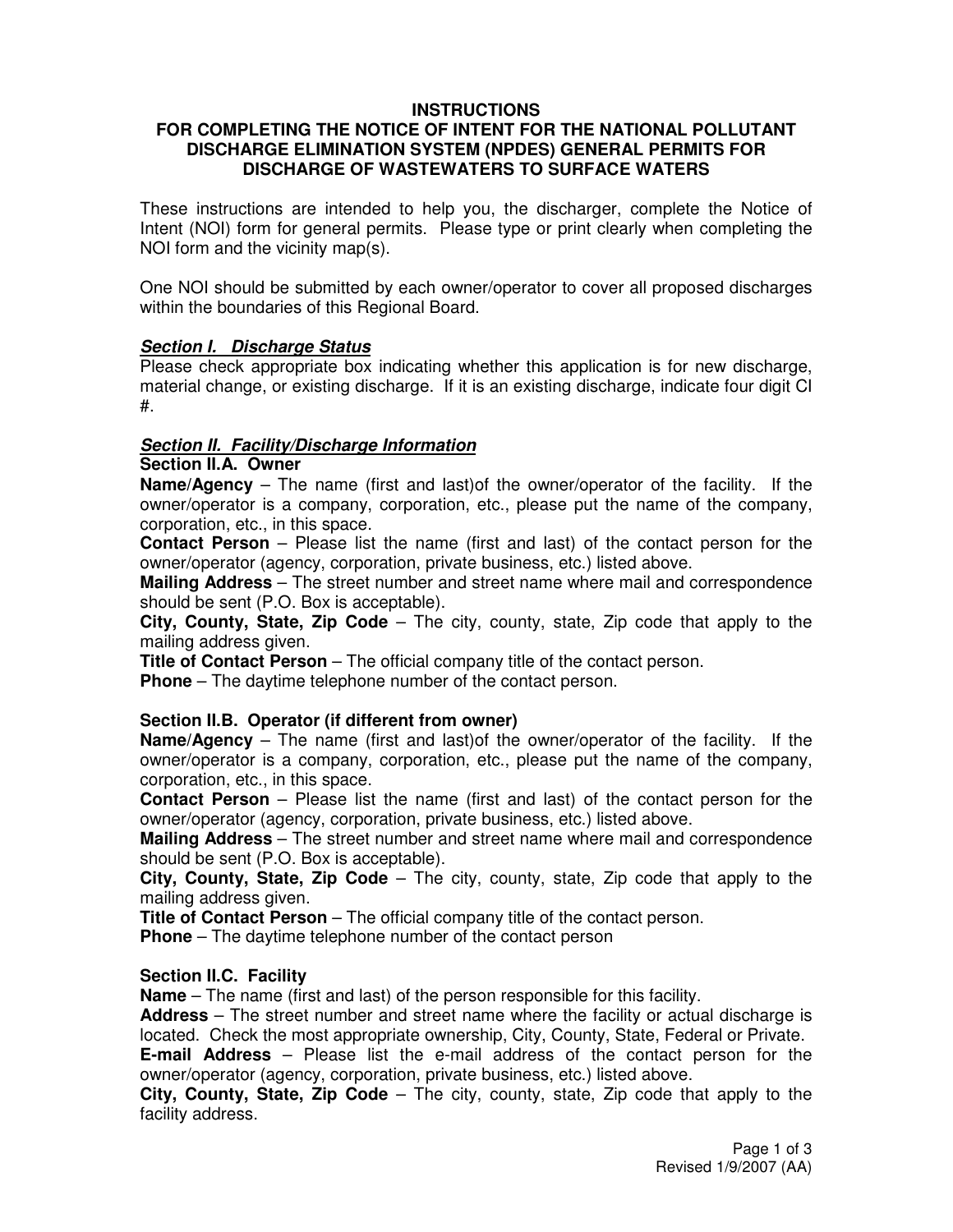# INSTRUCTIONS
# FOR COMPLETING THE NOTICE OF INTENT FOR THE NATIONAL POLLUTANT DISCHARGE ELIMINATION SYSTEM (NPDES) GENERAL PERMITS FOR DISCHARGE OF WASTEWATERS TO SURFACE WATERS

These instructions are intended to help you, the discharger, complete the Notice of Intent (NOI) form for general permits. Please type or print clearly when completing the NOI form and the vicinity map(s).

One NOI should be submitted by each owner/operator to cover all proposed discharges within the boundaries of this Regional Board.

## ***Section I. Discharge Status***

Please check appropriate box indicating whether this application is for new discharge, material change, or existing discharge. If it is an existing discharge, indicate four digit CI #.

## ***Section II. Facility/Discharge Information***

### Section II.A. Owner

**Name/Agency** – The name (first and last)of the owner/operator of the facility. If the owner/operator is a company, corporation, etc., please put the name of the company, corporation, etc., in this space.

**Contact Person** – Please list the name (first and last) of the contact person for the owner/operator (agency, corporation, private business, etc.) listed above.

**Mailing Address** – The street number and street name where mail and correspondence should be sent (P.O. Box is acceptable).

**City, County, State, Zip Code** – The city, county, state, Zip code that apply to the mailing address given.

**Title of Contact Person** – The official company title of the contact person.

**Phone** – The daytime telephone number of the contact person.

### Section II.B. Operator (if different from owner)

**Name/Agency** – The name (first and last)of the owner/operator of the facility. If the owner/operator is a company, corporation, etc., please put the name of the company, corporation, etc., in this space.

**Contact Person** – Please list the name (first and last) of the contact person for the owner/operator (agency, corporation, private business, etc.) listed above.

**Mailing Address** – The street number and street name where mail and correspondence should be sent (P.O. Box is acceptable).

**City, County, State, Zip Code** – The city, county, state, Zip code that apply to the mailing address given.

**Title of Contact Person** – The official company title of the contact person.

**Phone** – The daytime telephone number of the contact person

### Section II.C. Facility

**Name** – The name (first and last) of the person responsible for this facility.

**Address** – The street number and street name where the facility or actual discharge is located. Check the most appropriate ownership, City, County, State, Federal or Private.

**E-mail Address** – Please list the e-mail address of the contact person for the owner/operator (agency, corporation, private business, etc.) listed above.

**City, County, State, Zip Code** – The city, county, state, Zip code that apply to the facility address.

Revised 1/9/2007 (AA)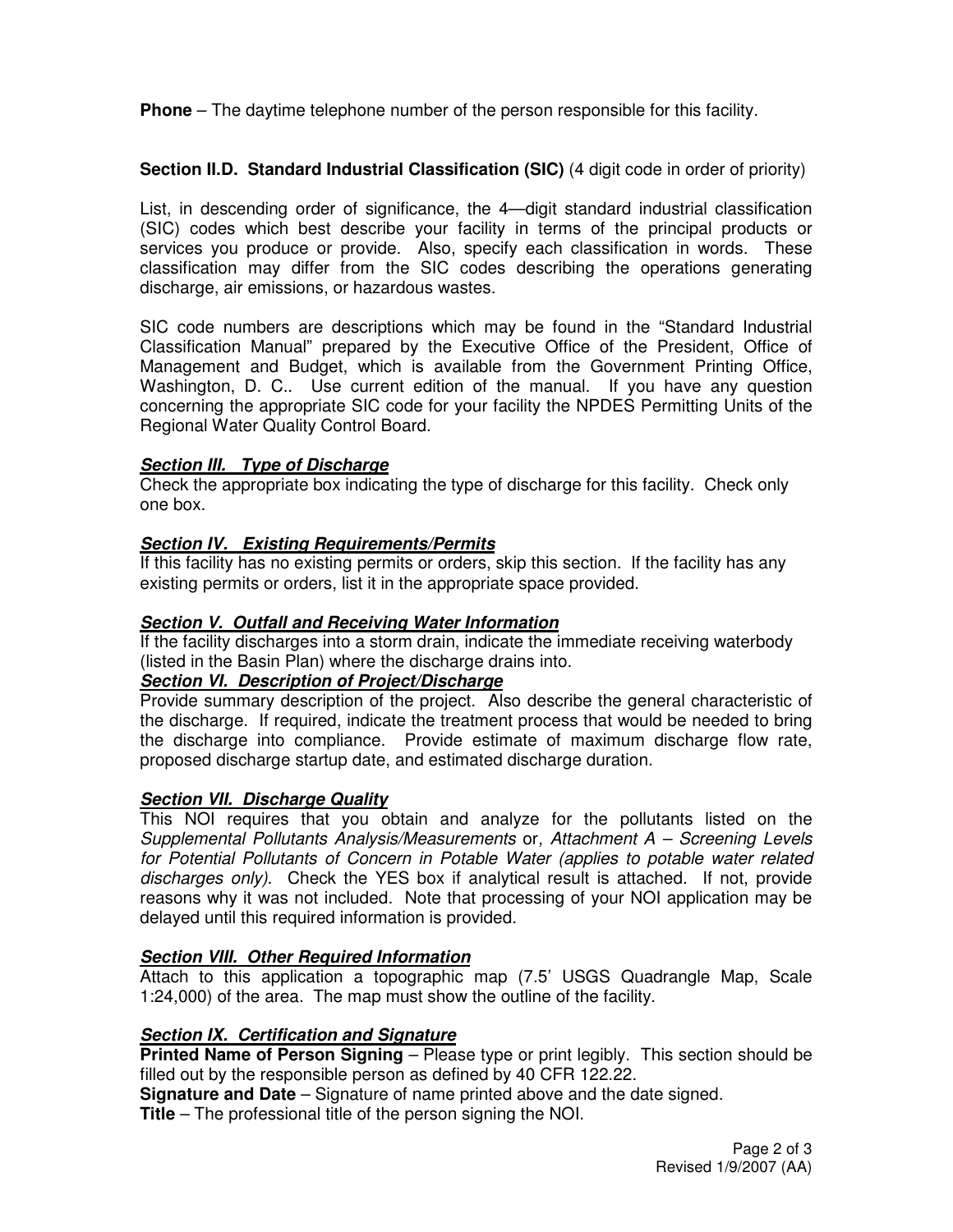**Phone** – The daytime telephone number of the person responsible for this facility.

**Section II.D. Standard Industrial Classification (SIC)** (4 digit code in order of priority)

List, in descending order of significance, the 4—digit standard industrial classification (SIC) codes which best describe your facility in terms of the principal products or services you produce or provide. Also, specify each classification in words. These classification may differ from the SIC codes describing the operations generating discharge, air emissions, or hazardous wastes.

SIC code numbers are descriptions which may be found in the “Standard Industrial Classification Manual” prepared by the Executive Office of the President, Office of Management and Budget, which is available from the Government Printing Office, Washington, D. C.. Use current edition of the manual. If you have any question concerning the appropriate SIC code for your facility the NPDES Permitting Units of the Regional Water Quality Control Board.

***Section III. Type of Discharge***

Check the appropriate box indicating the type of discharge for this facility. Check only one box.

***Section IV. Existing Requirements/Permits***

If this facility has no existing permits or orders, skip this section. If the facility has any existing permits or orders, list it in the appropriate space provided.

***Section V. Outfall and Receiving Water Information***

If the facility discharges into a storm drain, indicate the immediate receiving waterbody (listed in the Basin Plan) where the discharge drains into.

***Section VI. Description of Project/Discharge***

Provide summary description of the project. Also describe the general characteristic of the discharge. If required, indicate the treatment process that would be needed to bring the discharge into compliance. Provide estimate of maximum discharge flow rate, proposed discharge startup date, and estimated discharge duration.

***Section VII. Discharge Quality***

This NOI requires that you obtain and analyze for the pollutants listed on the *Supplemental Pollutants Analysis/Measurements* or*, Attachment A – Screening Levels for Potential Pollutants of Concern in Potable Water (applies to potable water related discharges only)*. Check the YES box if analytical result is attached. If not, provide reasons why it was not included. Note that processing of your NOI application may be delayed until this required information is provided.

***Section VIII. Other Required Information***

Attach to this application a topographic map (7.5’ USGS Quadrangle Map, Scale 1:24,000) of the area. The map must show the outline of the facility.

***Section IX. Certification and Signature***

**Printed Name of Person Signing** – Please type or print legibly. This section should be filled out by the responsible person as defined by 40 CFR 122.22.

**Signature and Date** – Signature of name printed above and the date signed.

**Title** – The professional title of the person signing the NOI.

Revised 1/9/2007 (AA)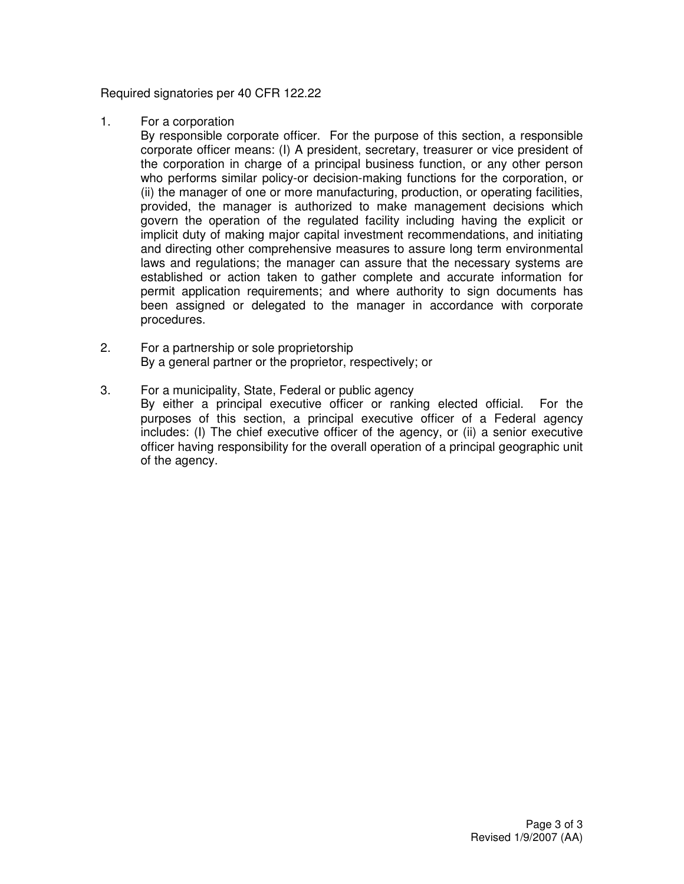Required signatories per 40 CFR 122.22

1. For a corporation

   By responsible corporate officer. For the purpose of this section, a responsible corporate officer means: (I) A president, secretary, treasurer or vice president of the corporation in charge of a principal business function, or any other person who performs similar policy-or decision-making functions for the corporation, or (ii) the manager of one or more manufacturing, production, or operating facilities, provided, the manager is authorized to make management decisions which govern the operation of the regulated facility including having the explicit or implicit duty of making major capital investment recommendations, and initiating and directing other comprehensive measures to assure long term environmental laws and regulations; the manager can assure that the necessary systems are established or action taken to gather complete and accurate information for permit application requirements; and where authority to sign documents has been assigned or delegated to the manager in accordance with corporate procedures.

2. For a partnership or sole proprietorship

   By a general partner or the proprietor, respectively; or

3. For a municipality, State, Federal or public agency

   By either a principal executive officer or ranking elected official. For the purposes of this section, a principal executive officer of a Federal agency includes: (I) The chief executive officer of the agency, or (ii) a senior executive officer having responsibility for the overall operation of a principal geographic unit of the agency.

Revised 1/9/2007 (AA)